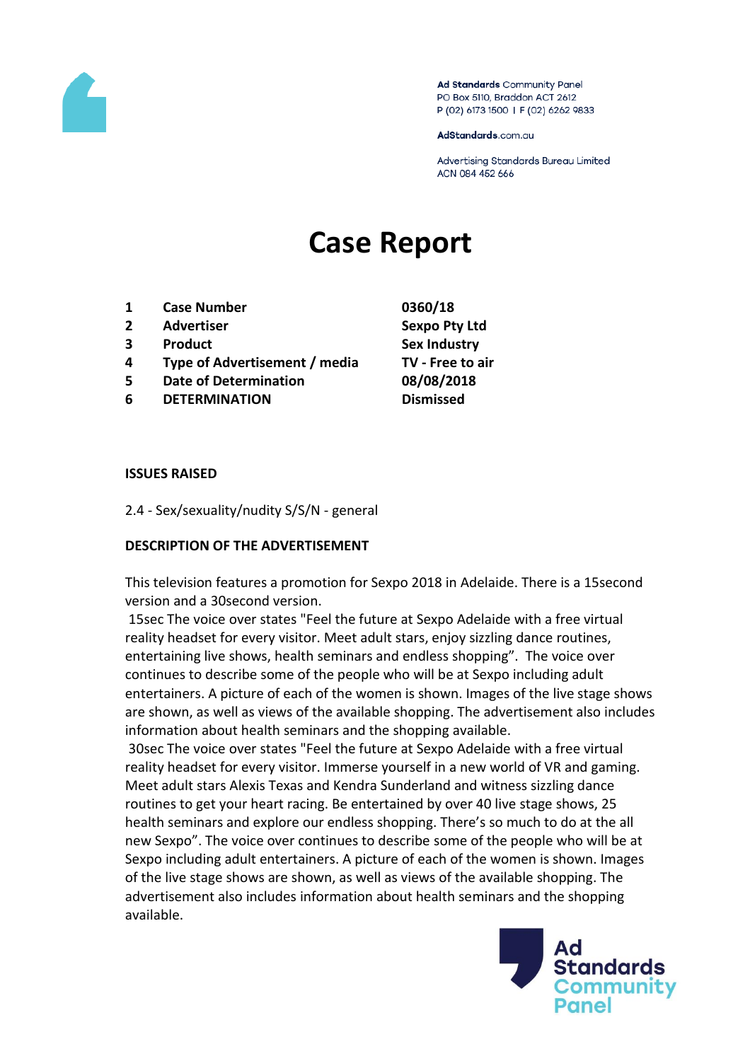Ad Standards Community Panel
PO Box 5110, Braddon ACT 2612
P (02) 6173 1500 | F (02) 6262 9833

AdStandards.com.au

Advertising Standards Bureau Limited
ACN 084 452 666

# Case Report

| | | |
|---|---|---|
| 1 | Case Number | 0360/18 |
| 2 | Advertiser | Sexpo Pty Ltd |
| 3 | Product | Sex Industry |
| 4 | Type of Advertisement / media | TV - Free to air |
| 5 | Date of Determination | 08/08/2018 |
| 6 | DETERMINATION | Dismissed |

**ISSUES RAISED**

2.4 - Sex/sexuality/nudity S/S/N - general

**DESCRIPTION OF THE ADVERTISEMENT**

This television features a promotion for Sexpo 2018 in Adelaide. There is a 15second version and a 30second version.

15sec The voice over states "Feel the future at Sexpo Adelaide with a free virtual reality headset for every visitor. Meet adult stars, enjoy sizzling dance routines, entertaining live shows, health seminars and endless shopping". The voice over continues to describe some of the people who will be at Sexpo including adult entertainers. A picture of each of the women is shown. Images of the live stage shows are shown, as well as views of the available shopping. The advertisement also includes information about health seminars and the shopping available.

30sec The voice over states "Feel the future at Sexpo Adelaide with a free virtual reality headset for every visitor. Immerse yourself in a new world of VR and gaming. Meet adult stars Alexis Texas and Kendra Sunderland and witness sizzling dance routines to get your heart racing. Be entertained by over 40 live stage shows, 25 health seminars and explore our endless shopping. There's so much to do at the all new Sexpo". The voice over continues to describe some of the people who will be at Sexpo including adult entertainers. A picture of each of the women is shown. Images of the live stage shows are shown, as well as views of the available shopping. The advertisement also includes information about health seminars and the shopping available.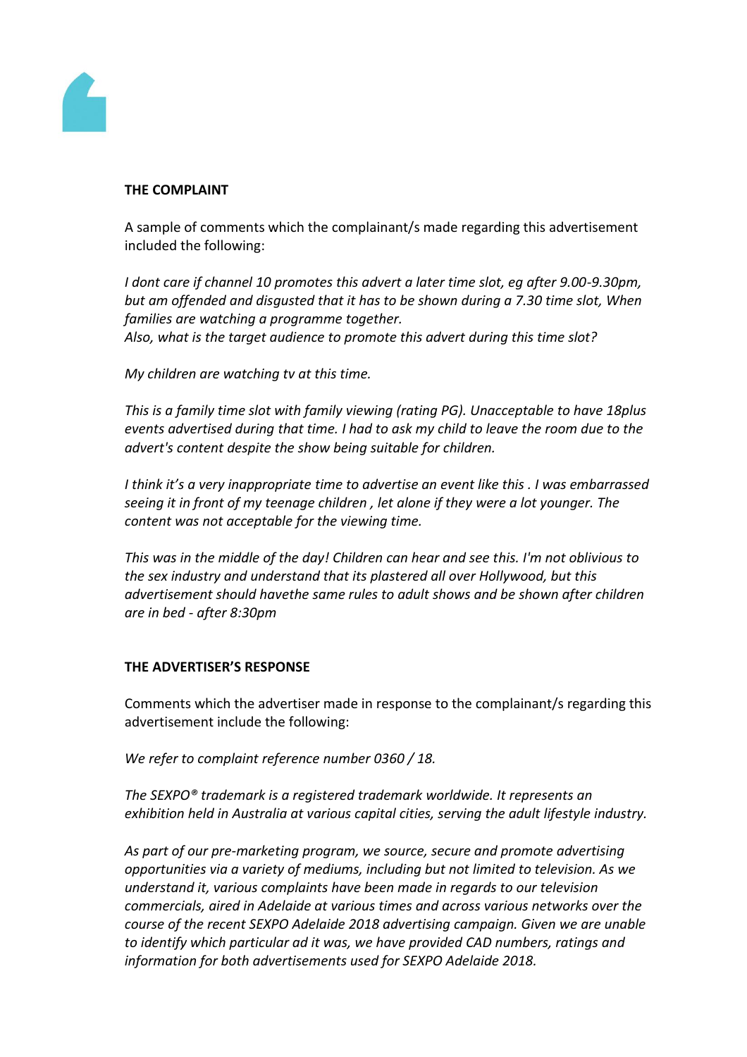**THE COMPLAINT**

A sample of comments which the complainant/s made regarding this advertisement included the following:

*I dont care if channel 10 promotes this advert a later time slot, eg after 9.00-9.30pm, but am offended and disgusted that it has to be shown during a 7.30 time slot, When families are watching a programme together.*
*Also, what is the target audience to promote this advert during this time slot?*

*My children are watching tv at this time.*

*This is a family time slot with family viewing (rating PG). Unacceptable to have 18plus events advertised during that time. I had to ask my child to leave the room due to the advert's content despite the show being suitable for children.*

*I think it's a very inappropriate time to advertise an event like this . I was embarrassed seeing it in front of my teenage children , let alone if they were a lot younger. The content was not acceptable for the viewing time.*

*This was in the middle of the day! Children can hear and see this. I'm not oblivious to the sex industry and understand that its plastered all over Hollywood, but this advertisement should havethe same rules to adult shows and be shown after children are in bed - after 8:30pm*

**THE ADVERTISER'S RESPONSE**

Comments which the advertiser made in response to the complainant/s regarding this advertisement include the following:

*We refer to complaint reference number 0360 / 18.*

*The SEXPO® trademark is a registered trademark worldwide. It represents an exhibition held in Australia at various capital cities, serving the adult lifestyle industry.*

*As part of our pre-marketing program, we source, secure and promote advertising opportunities via a variety of mediums, including but not limited to television. As we understand it, various complaints have been made in regards to our television commercials, aired in Adelaide at various times and across various networks over the course of the recent SEXPO Adelaide 2018 advertising campaign. Given we are unable to identify which particular ad it was, we have provided CAD numbers, ratings and information for both advertisements used for SEXPO Adelaide 2018.*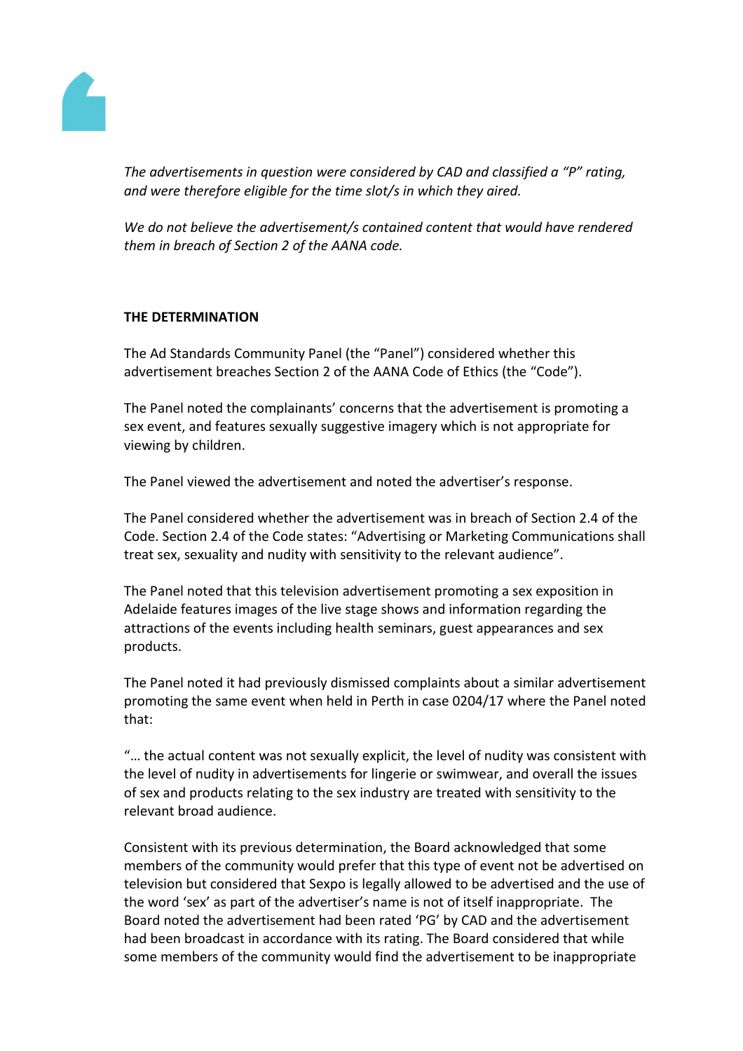*The advertisements in question were considered by CAD and classified a "P" rating, and were therefore eligible for the time slot/s in which they aired.*

*We do not believe the advertisement/s contained content that would have rendered them in breach of Section 2 of the AANA code.*

**THE DETERMINATION**

The Ad Standards Community Panel (the "Panel") considered whether this advertisement breaches Section 2 of the AANA Code of Ethics (the "Code").

The Panel noted the complainants' concerns that the advertisement is promoting a sex event, and features sexually suggestive imagery which is not appropriate for viewing by children.

The Panel viewed the advertisement and noted the advertiser's response.

The Panel considered whether the advertisement was in breach of Section 2.4 of the Code. Section 2.4 of the Code states: "Advertising or Marketing Communications shall treat sex, sexuality and nudity with sensitivity to the relevant audience".

The Panel noted that this television advertisement promoting a sex exposition in Adelaide features images of the live stage shows and information regarding the attractions of the events including health seminars, guest appearances and sex products.

The Panel noted it had previously dismissed complaints about a similar advertisement promoting the same event when held in Perth in case 0204/17 where the Panel noted that:

"… the actual content was not sexually explicit, the level of nudity was consistent with the level of nudity in advertisements for lingerie or swimwear, and overall the issues of sex and products relating to the sex industry are treated with sensitivity to the relevant broad audience.

Consistent with its previous determination, the Board acknowledged that some members of the community would prefer that this type of event not be advertised on television but considered that Sexpo is legally allowed to be advertised and the use of the word 'sex' as part of the advertiser's name is not of itself inappropriate. The Board noted the advertisement had been rated 'PG' by CAD and the advertisement had been broadcast in accordance with its rating. The Board considered that while some members of the community would find the advertisement to be inappropriate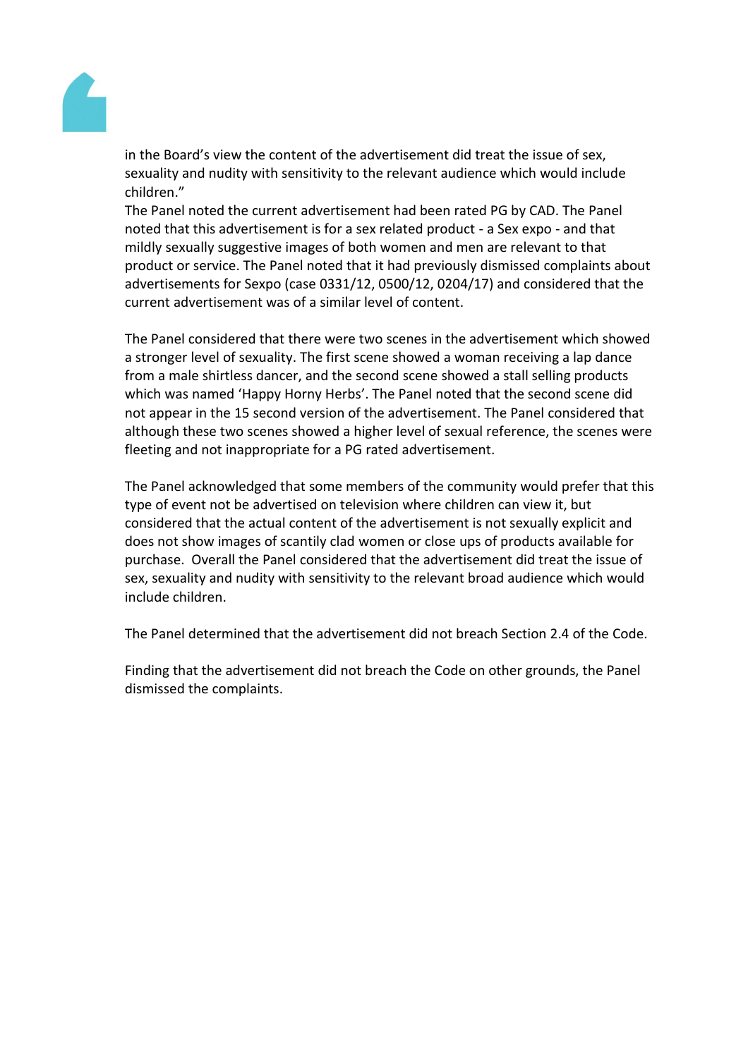in the Board's view the content of the advertisement did treat the issue of sex, sexuality and nudity with sensitivity to the relevant audience which would include children."

The Panel noted the current advertisement had been rated PG by CAD. The Panel noted that this advertisement is for a sex related product - a Sex expo - and that mildly sexually suggestive images of both women and men are relevant to that product or service. The Panel noted that it had previously dismissed complaints about advertisements for Sexpo (case 0331/12, 0500/12, 0204/17) and considered that the current advertisement was of a similar level of content.

The Panel considered that there were two scenes in the advertisement which showed a stronger level of sexuality. The first scene showed a woman receiving a lap dance from a male shirtless dancer, and the second scene showed a stall selling products which was named 'Happy Horny Herbs'. The Panel noted that the second scene did not appear in the 15 second version of the advertisement. The Panel considered that although these two scenes showed a higher level of sexual reference, the scenes were fleeting and not inappropriate for a PG rated advertisement.

The Panel acknowledged that some members of the community would prefer that this type of event not be advertised on television where children can view it, but considered that the actual content of the advertisement is not sexually explicit and does not show images of scantily clad women or close ups of products available for purchase. Overall the Panel considered that the advertisement did treat the issue of sex, sexuality and nudity with sensitivity to the relevant broad audience which would include children.

The Panel determined that the advertisement did not breach Section 2.4 of the Code.

Finding that the advertisement did not breach the Code on other grounds, the Panel dismissed the complaints.